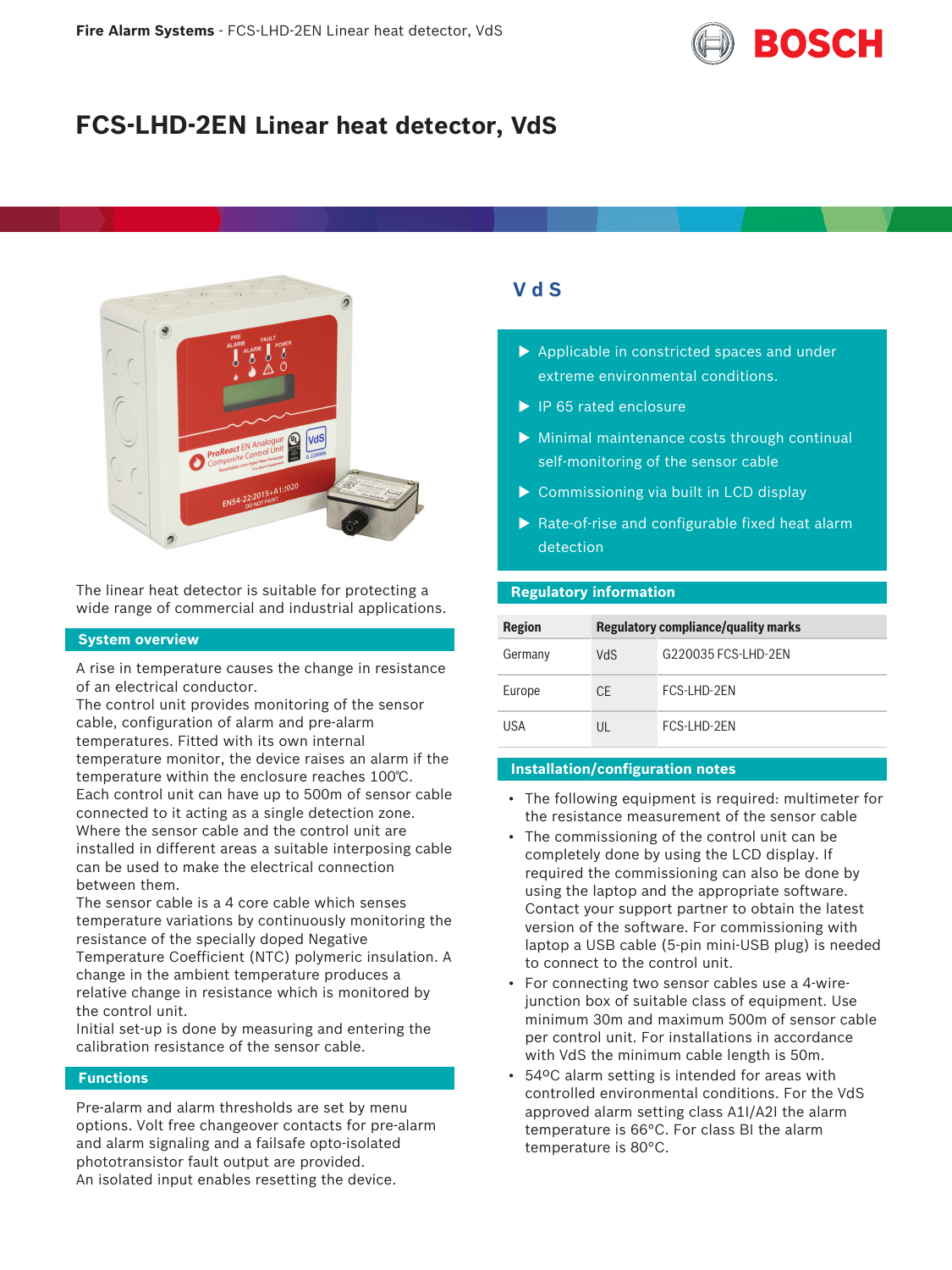# FCS-LHD-2EN Linear heat detector, VdS

The linear heat detector is suitable for protecting a wide range of commercial and industrial applications.

## System overview

A rise in temperature causes the change in resistance of an electrical conductor.
The control unit provides monitoring of the sensor cable, configuration of alarm and pre-alarm temperatures. Fitted with its own internal temperature monitor, the device raises an alarm if the temperature within the enclosure reaches 100℃.
Each control unit can have up to 500m of sensor cable connected to it acting as a single detection zone.
Where the sensor cable and the control unit are installed in different areas a suitable interposing cable can be used to make the electrical connection between them.
The sensor cable is a 4 core cable which senses temperature variations by continuously monitoring the resistance of the specially doped Negative Temperature Coefficient (NTC) polymeric insulation. A change in the ambient temperature produces a relative change in resistance which is monitored by the control unit.
Initial set-up is done by measuring and entering the calibration resistance of the sensor cable.

## Functions

Pre-alarm and alarm thresholds are set by menu options. Volt free changeover contacts for pre-alarm and alarm signaling and a failsafe opto-isolated phototransistor fault output are provided.
An isolated input enables resetting the device.

**VdS**

- ▶ Applicable in constricted spaces and under extreme environmental conditions.
- ▶ IP 65 rated enclosure
- ▶ Minimal maintenance costs through continual self-monitoring of the sensor cable
- ▶ Commissioning via built in LCD display
- ▶ Rate-of-rise and configurable fixed heat alarm detection

## Regulatory information

| Region | Regulatory compliance/quality marks | |
|---|---|---|
| Germany | VdS | G220035 FCS-LHD-2EN |
| Europe | CE | FCS-LHD-2EN |
| USA | UL | FCS-LHD-2EN |

## Installation/configuration notes

- The following equipment is required: multimeter for the resistance measurement of the sensor cable
- The commissioning of the control unit can be completely done by using the LCD display. If required the commissioning can also be done by using the laptop and the appropriate software. Contact your support partner to obtain the latest version of the software. For commissioning with laptop a USB cable (5-pin mini-USB plug) is needed to connect to the control unit.
- For connecting two sensor cables use a 4-wire-junction box of suitable class of equipment. Use minimum 30m and maximum 500m of sensor cable per control unit. For installations in accordance with VdS the minimum cable length is 50m.
- 54ºC alarm setting is intended for areas with controlled environmental conditions. For the VdS approved alarm setting class A1I/A2I the alarm temperature is 66°C. For class BI the alarm temperature is 80°C.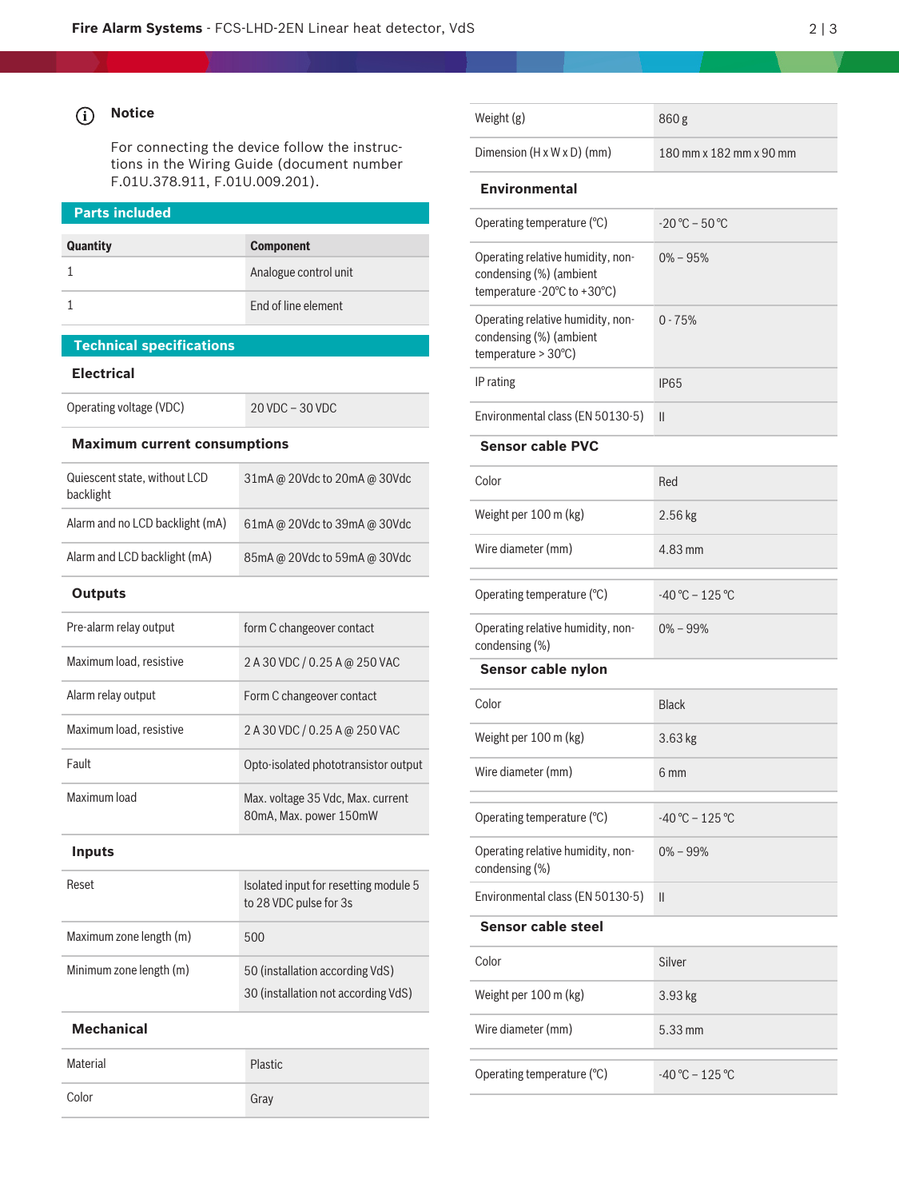ⓘ **Notice**

For connecting the device follow the instructions in the Wiring Guide (document number F.01U.378.911, F.01U.009.201).

## Parts included

| Quantity | Component |
|---|---|
| 1 | Analogue control unit |
| 1 | End of line element |

## Technical specifications

### Electrical

| | |
|---|---|
| Operating voltage (VDC) | 20 VDC – 30 VDC |

### Maximum current consumptions

| | |
|---|---|
| Quiescent state, without LCD backlight | 31mA @ 20Vdc to 20mA @ 30Vdc |
| Alarm and no LCD backlight (mA) | 61mA @ 20Vdc to 39mA @ 30Vdc |
| Alarm and LCD backlight (mA) | 85mA @ 20Vdc to 59mA @ 30Vdc |

### Outputs

| | |
|---|---|
| Pre-alarm relay output | form C changeover contact |
| Maximum load, resistive | 2 A 30 VDC / 0.25 A @ 250 VAC |
| Alarm relay output | Form C changeover contact |
| Maximum load, resistive | 2 A 30 VDC / 0.25 A @ 250 VAC |
| Fault | Opto-isolated phototransistor output |
| Maximum load | Max. voltage 35 Vdc, Max. current 80mA, Max. power 150mW |

### Inputs

| | |
|---|---|
| Reset | Isolated input for resetting module 5 to 28 VDC pulse for 3s |
| Maximum zone length (m) | 500 |
| Minimum zone length (m) | 50 (installation according VdS)<br>30 (installation not according VdS) |

### Mechanical

| | |
|---|---|
| Material | Plastic |
| Color | Gray |
| Weight (g) | 860 g |
| Dimension (H x W x D) (mm) | 180 mm x 182 mm x 90 mm |

### Environmental

| | |
|---|---|
| Operating temperature (°C) | -20 °C – 50 °C |
| Operating relative humidity, non-condensing (%) (ambient temperature -20°C to +30°C) | 0% – 95% |
| Operating relative humidity, non-condensing (%) (ambient temperature > 30°C) | 0 - 75% |
| IP rating | IP65 |
| Environmental class (EN 50130-5) | II |

### Sensor cable PVC

| | |
|---|---|
| Color | Red |
| Weight per 100 m (kg) | 2.56 kg |
| Wire diameter (mm) | 4.83 mm |
| Operating temperature (°C) | -40 °C – 125 °C |
| Operating relative humidity, non-condensing (%) | 0% – 99% |

### Sensor cable nylon

| | |
|---|---|
| Color | Black |
| Weight per 100 m (kg) | 3.63 kg |
| Wire diameter (mm) | 6 mm |
| Operating temperature (°C) | -40 °C – 125 °C |
| Operating relative humidity, non-condensing (%) | 0% – 99% |
| Environmental class (EN 50130-5) | II |

### Sensor cable steel

| | |
|---|---|
| Color | Silver |
| Weight per 100 m (kg) | 3.93 kg |
| Wire diameter (mm) | 5.33 mm |
| Operating temperature (°C) | -40 °C – 125 °C |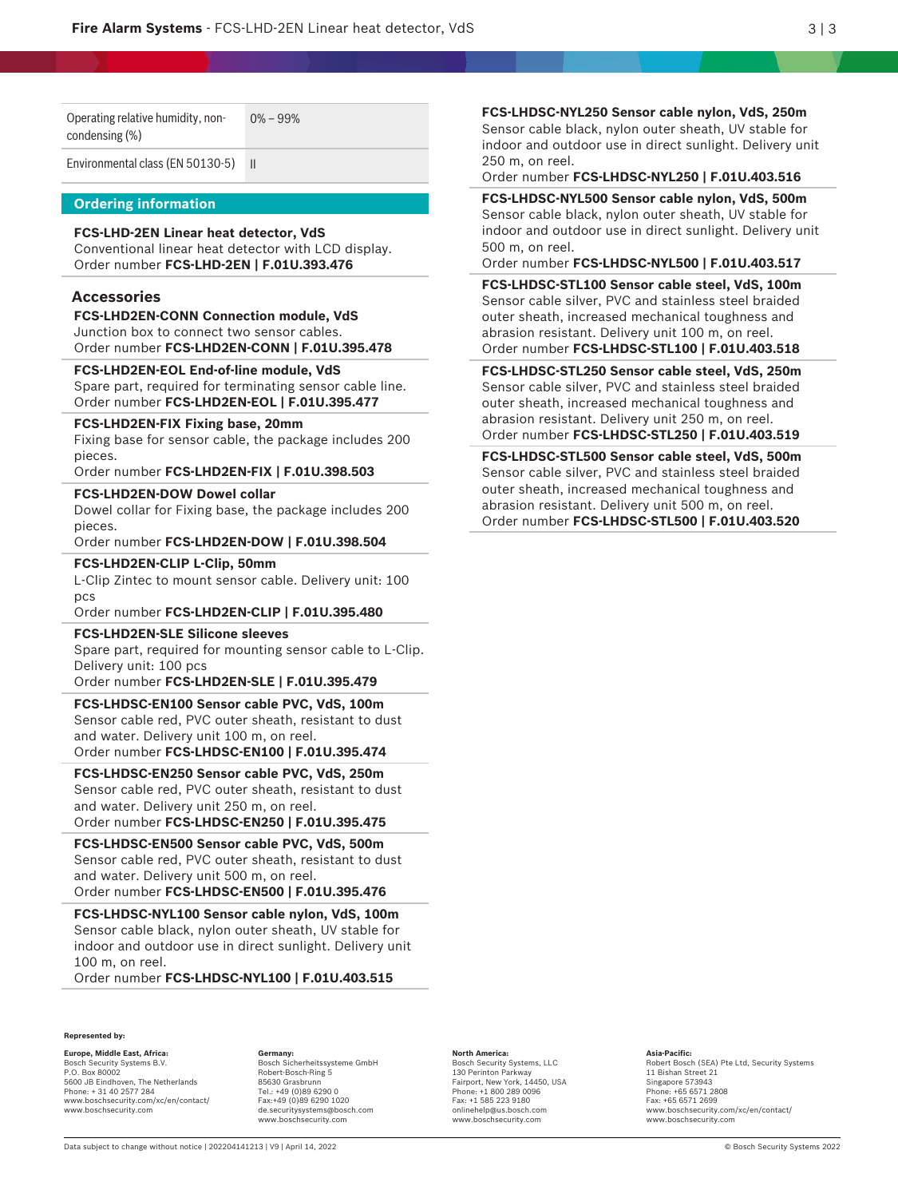| | |
|---|---|
| Operating relative humidity, non-condensing (%) | 0% – 99% |
| Environmental class (EN 50130-5) | II |

## Ordering information

**FCS-LHD-2EN Linear heat detector, VdS**
Conventional linear heat detector with LCD display.
Order number **FCS-LHD-2EN | F.01U.393.476**

### Accessories

**FCS-LHD2EN-CONN Connection module, VdS**
Junction box to connect two sensor cables.
Order number **FCS-LHD2EN-CONN | F.01U.395.478**

**FCS-LHD2EN-EOL End-of-line module, VdS**
Spare part, required for terminating sensor cable line.
Order number **FCS-LHD2EN-EOL | F.01U.395.477**

**FCS-LHD2EN-FIX Fixing base, 20mm**
Fixing base for sensor cable, the package includes 200 pieces.
Order number **FCS-LHD2EN-FIX | F.01U.398.503**

**FCS-LHD2EN-DOW Dowel collar**
Dowel collar for Fixing base, the package includes 200 pieces.
Order number **FCS-LHD2EN-DOW | F.01U.398.504**

**FCS-LHD2EN-CLIP L-Clip, 50mm**
L-Clip Zintec to mount sensor cable. Delivery unit: 100 pcs
Order number **FCS-LHD2EN-CLIP | F.01U.395.480**

**FCS-LHD2EN-SLE Silicone sleeves**
Spare part, required for mounting sensor cable to L-Clip. Delivery unit: 100 pcs
Order number **FCS-LHD2EN-SLE | F.01U.395.479**

**FCS-LHDSC-EN100 Sensor cable PVC, VdS, 100m**
Sensor cable red, PVC outer sheath, resistant to dust and water. Delivery unit 100 m, on reel.
Order number **FCS-LHDSC-EN100 | F.01U.395.474**

**FCS-LHDSC-EN250 Sensor cable PVC, VdS, 250m**
Sensor cable red, PVC outer sheath, resistant to dust and water. Delivery unit 250 m, on reel.
Order number **FCS-LHDSC-EN250 | F.01U.395.475**

**FCS-LHDSC-EN500 Sensor cable PVC, VdS, 500m**
Sensor cable red, PVC outer sheath, resistant to dust and water. Delivery unit 500 m, on reel.
Order number **FCS-LHDSC-EN500 | F.01U.395.476**

**FCS-LHDSC-NYL100 Sensor cable nylon, VdS, 100m**
Sensor cable black, nylon outer sheath, UV stable for indoor and outdoor use in direct sunlight. Delivery unit 100 m, on reel.
Order number **FCS-LHDSC-NYL100 | F.01U.403.515**

**FCS-LHDSC-NYL250 Sensor cable nylon, VdS, 250m**
Sensor cable black, nylon outer sheath, UV stable for indoor and outdoor use in direct sunlight. Delivery unit 250 m, on reel.
Order number **FCS-LHDSC-NYL250 | F.01U.403.516**

**FCS-LHDSC-NYL500 Sensor cable nylon, VdS, 500m**
Sensor cable black, nylon outer sheath, UV stable for indoor and outdoor use in direct sunlight. Delivery unit 500 m, on reel.
Order number **FCS-LHDSC-NYL500 | F.01U.403.517**

**FCS-LHDSC-STL100 Sensor cable steel, VdS, 100m**
Sensor cable silver, PVC and stainless steel braided outer sheath, increased mechanical toughness and abrasion resistant. Delivery unit 100 m, on reel.
Order number **FCS-LHDSC-STL100 | F.01U.403.518**

**FCS-LHDSC-STL250 Sensor cable steel, VdS, 250m**
Sensor cable silver, PVC and stainless steel braided outer sheath, increased mechanical toughness and abrasion resistant. Delivery unit 250 m, on reel.
Order number **FCS-LHDSC-STL250 | F.01U.403.519**

**FCS-LHDSC-STL500 Sensor cable steel, VdS, 500m**
Sensor cable silver, PVC and stainless steel braided outer sheath, increased mechanical toughness and abrasion resistant. Delivery unit 500 m, on reel.
Order number **FCS-LHDSC-STL500 | F.01U.403.520**

**Represented by:**

**Europe, Middle East, Africa:**
Bosch Security Systems B.V.
P.O. Box 80002
5600 JB Eindhoven, The Netherlands
Phone: + 31 40 2577 284
www.boschsecurity.com/xc/en/contact/
www.boschsecurity.com

**Germany:**
Bosch Sicherheitssysteme GmbH
Robert-Bosch-Ring 5
85630 Grasbrunn
Tel.: +49 (0)89 6290 0
Fax:+49 (0)89 6290 1020
de.securitysystems@bosch.com
www.boschsecurity.com

**North America:**
Bosch Security Systems, LLC
130 Perinton Parkway
Fairport, New York, 14450, USA
Phone: +1 800 289 0096
Fax: +1 585 223 9180
onlinehelp@us.bosch.com
www.boschsecurity.com

**Asia-Pacific:**
Robert Bosch (SEA) Pte Ltd, Security Systems
11 Bishan Street 21
Singapore 573943
Phone: +65 6571 2808
Fax: +65 6571 2699
www.boschsecurity.com/xc/en/contact/
www.boschsecurity.com

Data subject to change without notice | 202204141213 | V9 | April 14, 2022

© Bosch Security Systems 2022